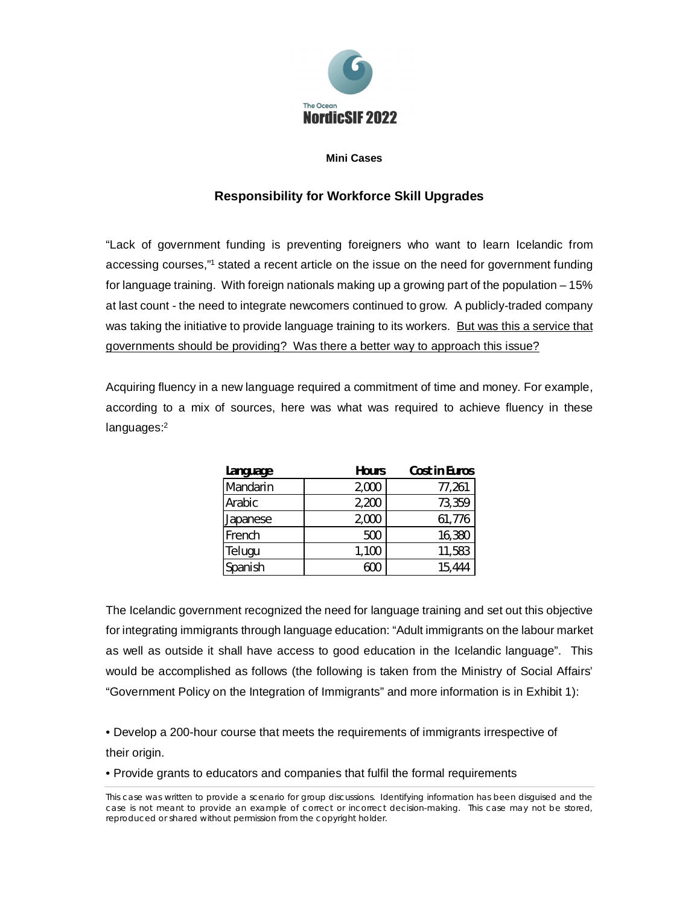The Ocean
**NordicSIF 2022**

**Mini Cases**

## Responsibility for Workforce Skill Upgrades

"Lack of government funding is preventing foreigners who want to learn Icelandic from accessing courses,"[1] stated a recent article on the issue on the need for government funding for language training. With foreign nationals making up a growing part of the population – 15% at last count - the need to integrate newcomers continued to grow. A publicly-traded company was taking the initiative to provide language training to its workers. <u>But was this a service that governments should be providing? Was there a better way to approach this issue?</u>

Acquiring fluency in a new language required a commitment of time and money. For example, according to a mix of sources, here was what was required to achieve fluency in these languages:[2]

| Language | Hours | Cost in Euros |
|---|---|---|
| Mandarin | 2,000 | 77,261 |
| Arabic | 2,200 | 73,359 |
| Japanese | 2,000 | 61,776 |
| French | 500 | 16,380 |
| Telugu | 1,100 | 11,583 |
| Spanish | 600 | 15,444 |

The Icelandic government recognized the need for language training and set out this objective for integrating immigrants through language education: "Adult immigrants on the labour market as well as outside it shall have access to good education in the Icelandic language". This would be accomplished as follows (the following is taken from the Ministry of Social Affairs' "Government Policy on the Integration of Immigrants" and more information is in Exhibit 1):

- Develop a 200-hour course that meets the requirements of immigrants irrespective of their origin.
- Provide grants to educators and companies that fulfil the formal requirements

This case was written to provide a scenario for group discussions. Identifying information has been disguised and the case is not meant to provide an example of correct or incorrect decision-making. This case may not be stored, reproduced or shared without permission from the copyright holder.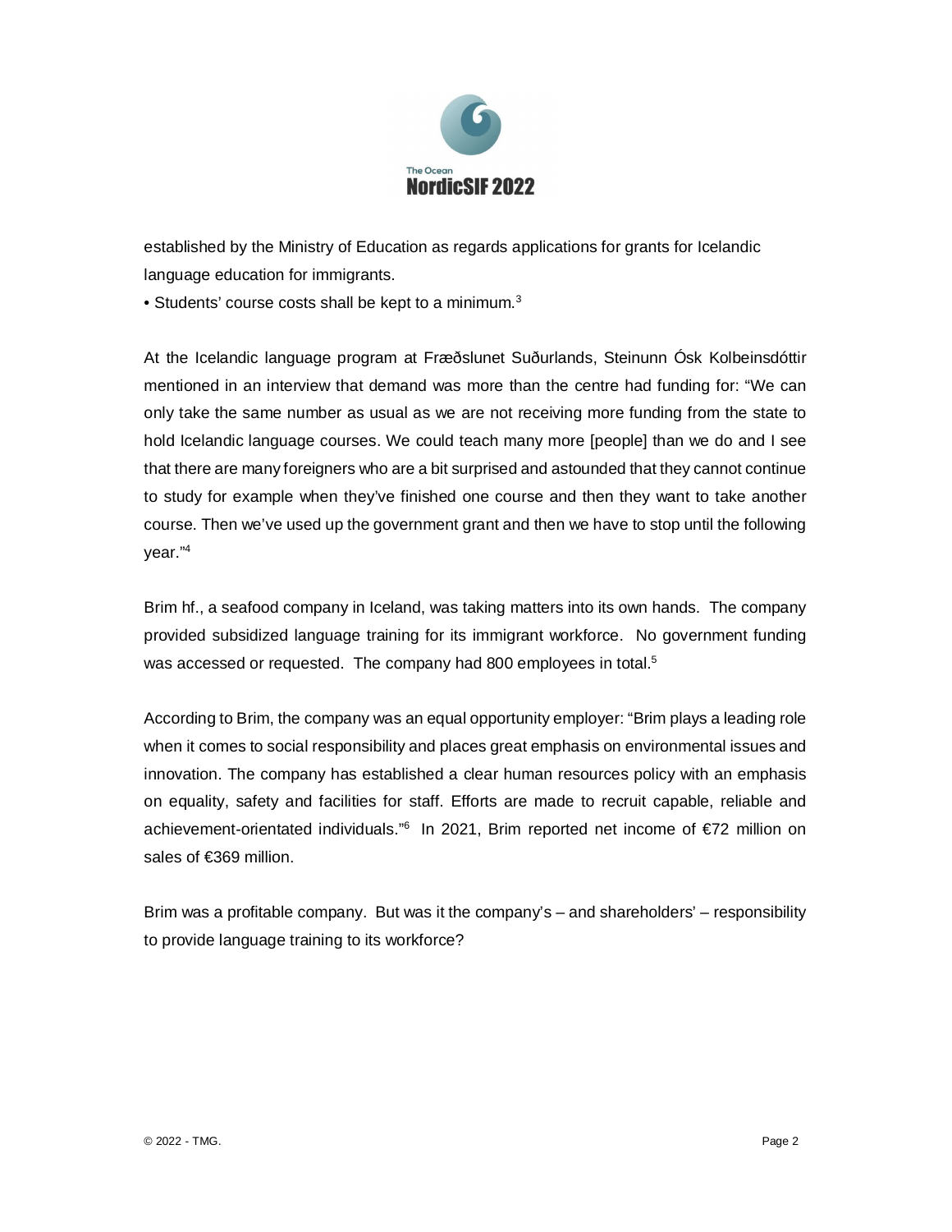established by the Ministry of Education as regards applications for grants for Icelandic language education for immigrants.

• Students' course costs shall be kept to a minimum.[3]

At the Icelandic language program at Fræðslunet Suðurlands, Steinunn Ósk Kolbeinsdóttir mentioned in an interview that demand was more than the centre had funding for: "We can only take the same number as usual as we are not receiving more funding from the state to hold Icelandic language courses. We could teach many more [people] than we do and I see that there are many foreigners who are a bit surprised and astounded that they cannot continue to study for example when they've finished one course and then they want to take another course. Then we've used up the government grant and then we have to stop until the following year."[4]

Brim hf., a seafood company in Iceland, was taking matters into its own hands. The company provided subsidized language training for its immigrant workforce. No government funding was accessed or requested. The company had 800 employees in total.[5]

According to Brim, the company was an equal opportunity employer: "Brim plays a leading role when it comes to social responsibility and places great emphasis on environmental issues and innovation. The company has established a clear human resources policy with an emphasis on equality, safety and facilities for staff. Efforts are made to recruit capable, reliable and achievement-orientated individuals."[6] In 2021, Brim reported net income of €72 million on sales of €369 million.

Brim was a profitable company. But was it the company's – and shareholders' – responsibility to provide language training to its workforce?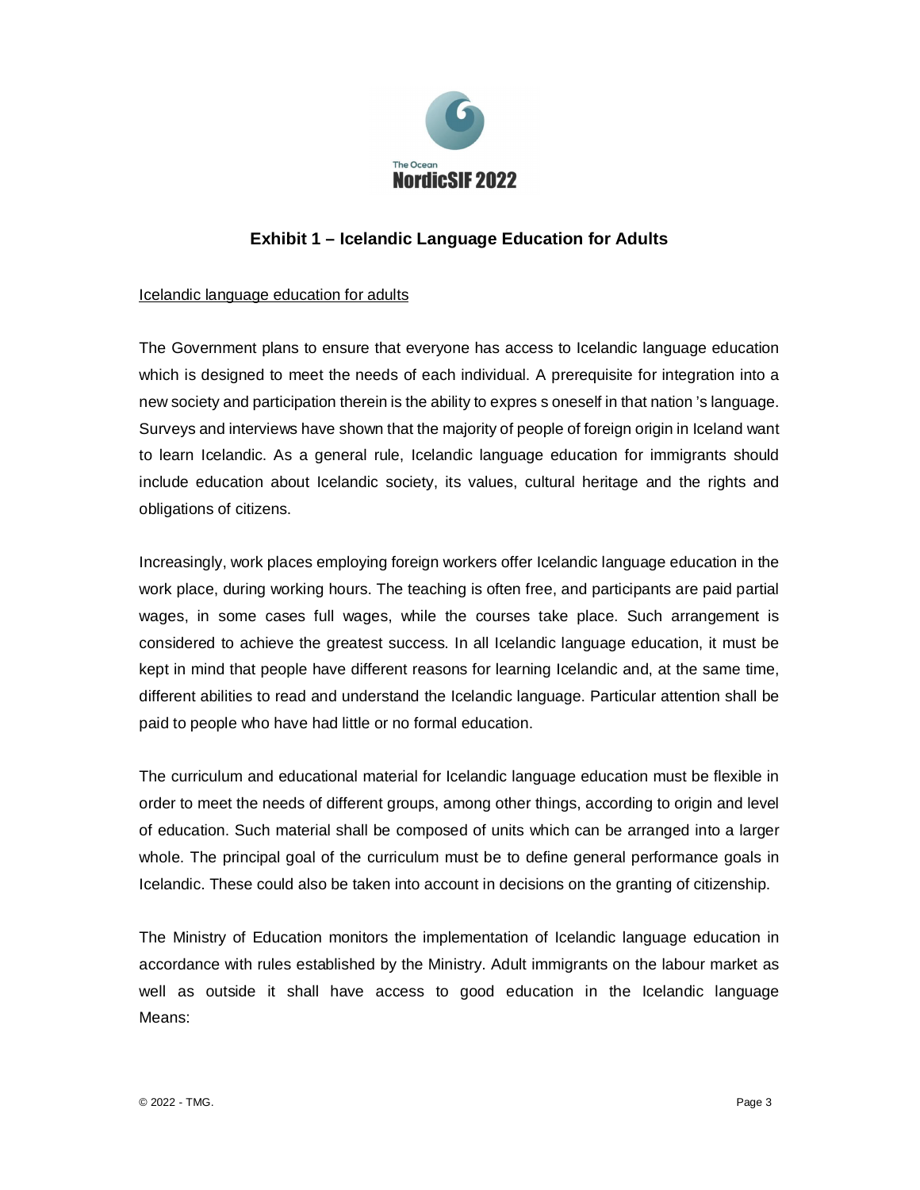## Exhibit 1 – Icelandic Language Education for Adults

Icelandic language education for adults

The Government plans to ensure that everyone has access to Icelandic language education which is designed to meet the needs of each individual. A prerequisite for integration into a new society and participation therein is the ability to expres s oneself in that nation 's language. Surveys and interviews have shown that the majority of people of foreign origin in Iceland want to learn Icelandic. As a general rule, Icelandic language education for immigrants should include education about Icelandic society, its values, cultural heritage and the rights and obligations of citizens.

Increasingly, work places employing foreign workers offer Icelandic language education in the work place, during working hours. The teaching is often free, and participants are paid partial wages, in some cases full wages, while the courses take place. Such arrangement is considered to achieve the greatest success. In all Icelandic language education, it must be kept in mind that people have different reasons for learning Icelandic and, at the same time, different abilities to read and understand the Icelandic language. Particular attention shall be paid to people who have had little or no formal education.

The curriculum and educational material for Icelandic language education must be flexible in order to meet the needs of different groups, among other things, according to origin and level of education. Such material shall be composed of units which can be arranged into a larger whole. The principal goal of the curriculum must be to define general performance goals in Icelandic. These could also be taken into account in decisions on the granting of citizenship.

The Ministry of Education monitors the implementation of Icelandic language education in accordance with rules established by the Ministry. Adult immigrants on the labour market as well as outside it shall have access to good education in the Icelandic language Means: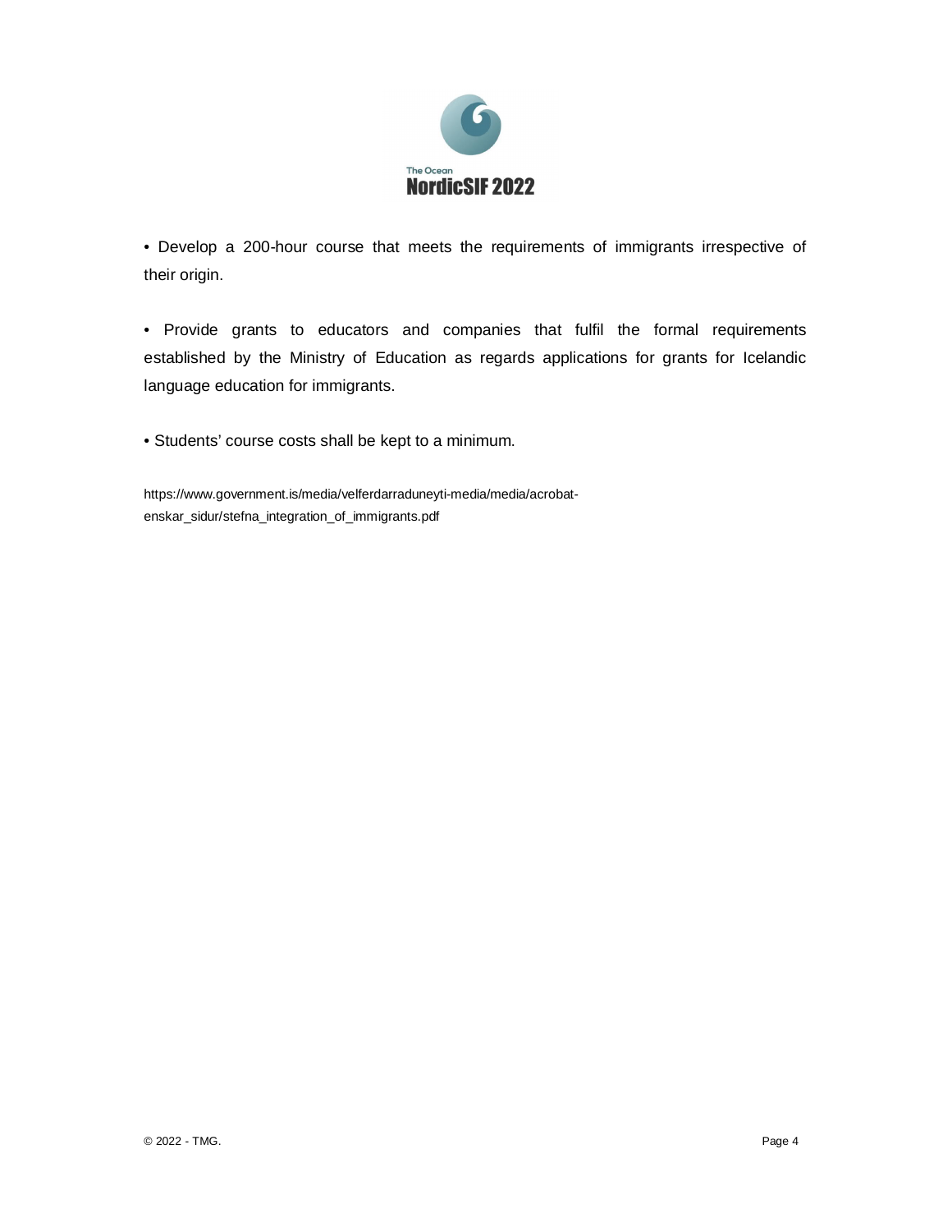- Develop a 200-hour course that meets the requirements of immigrants irrespective of their origin.

- Provide grants to educators and companies that fulfil the formal requirements established by the Ministry of Education as regards applications for grants for Icelandic language education for immigrants.

- Students' course costs shall be kept to a minimum.

https://www.government.is/media/velferdarraduneyti-media/media/acrobat-enskar_sidur/stefna_integration_of_immigrants.pdf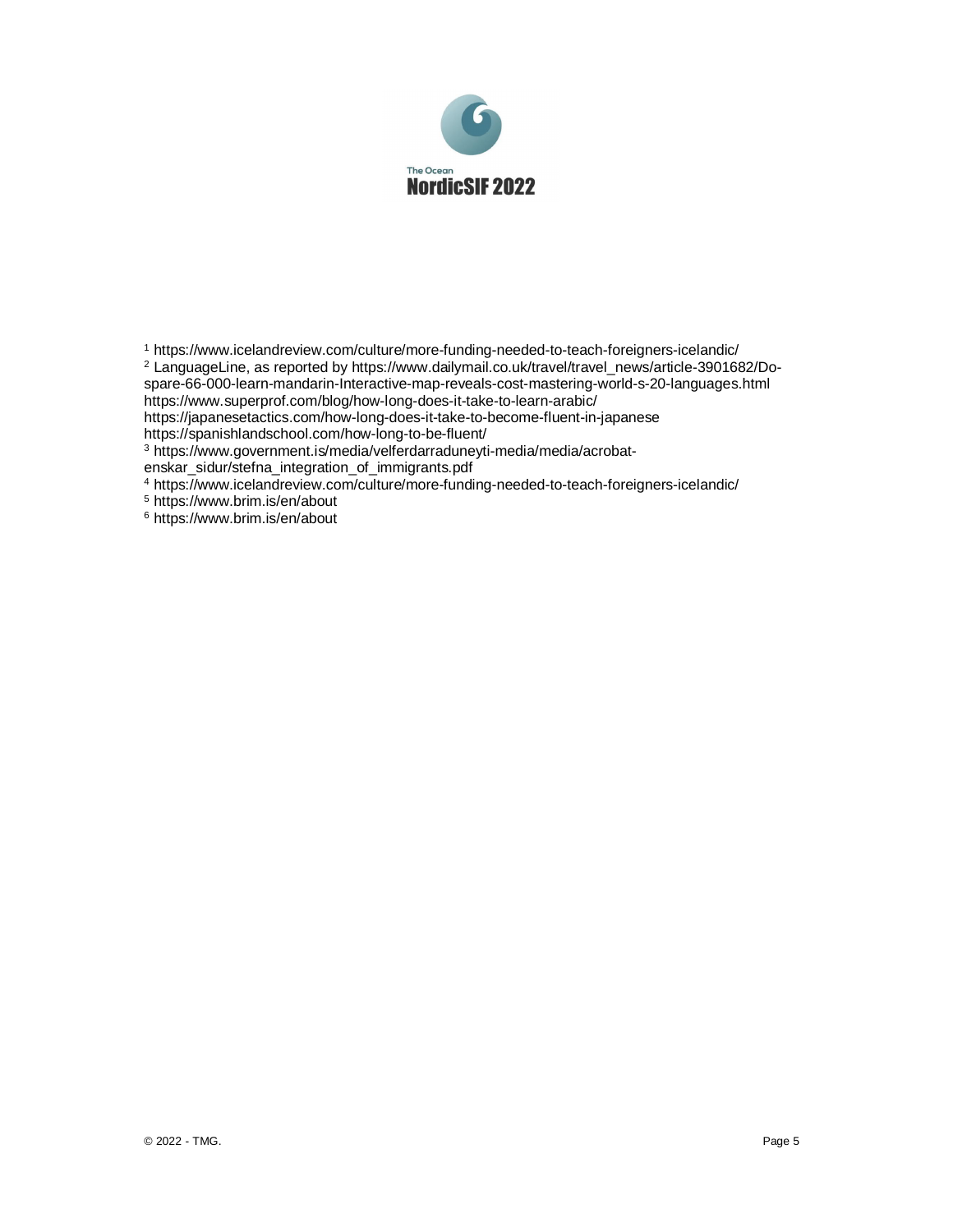[1] https://www.icelandreview.com/culture/more-funding-needed-to-teach-foreigners-icelandic/

[2] LanguageLine, as reported by https://www.dailymail.co.uk/travel/travel_news/article-3901682/Do-spare-66-000-learn-mandarin-Interactive-map-reveals-cost-mastering-world-s-20-languages.html
https://www.superprof.com/blog/how-long-does-it-take-to-learn-arabic/
https://japanesetactics.com/how-long-does-it-take-to-become-fluent-in-japanese
https://spanishlandschool.com/how-long-to-be-fluent/

[3] https://www.government.is/media/velferdarraduneyti-media/media/acrobat-enskar_sidur/stefna_integration_of_immigrants.pdf

[4] https://www.icelandreview.com/culture/more-funding-needed-to-teach-foreigners-icelandic/

[5] https://www.brim.is/en/about

[6] https://www.brim.is/en/about